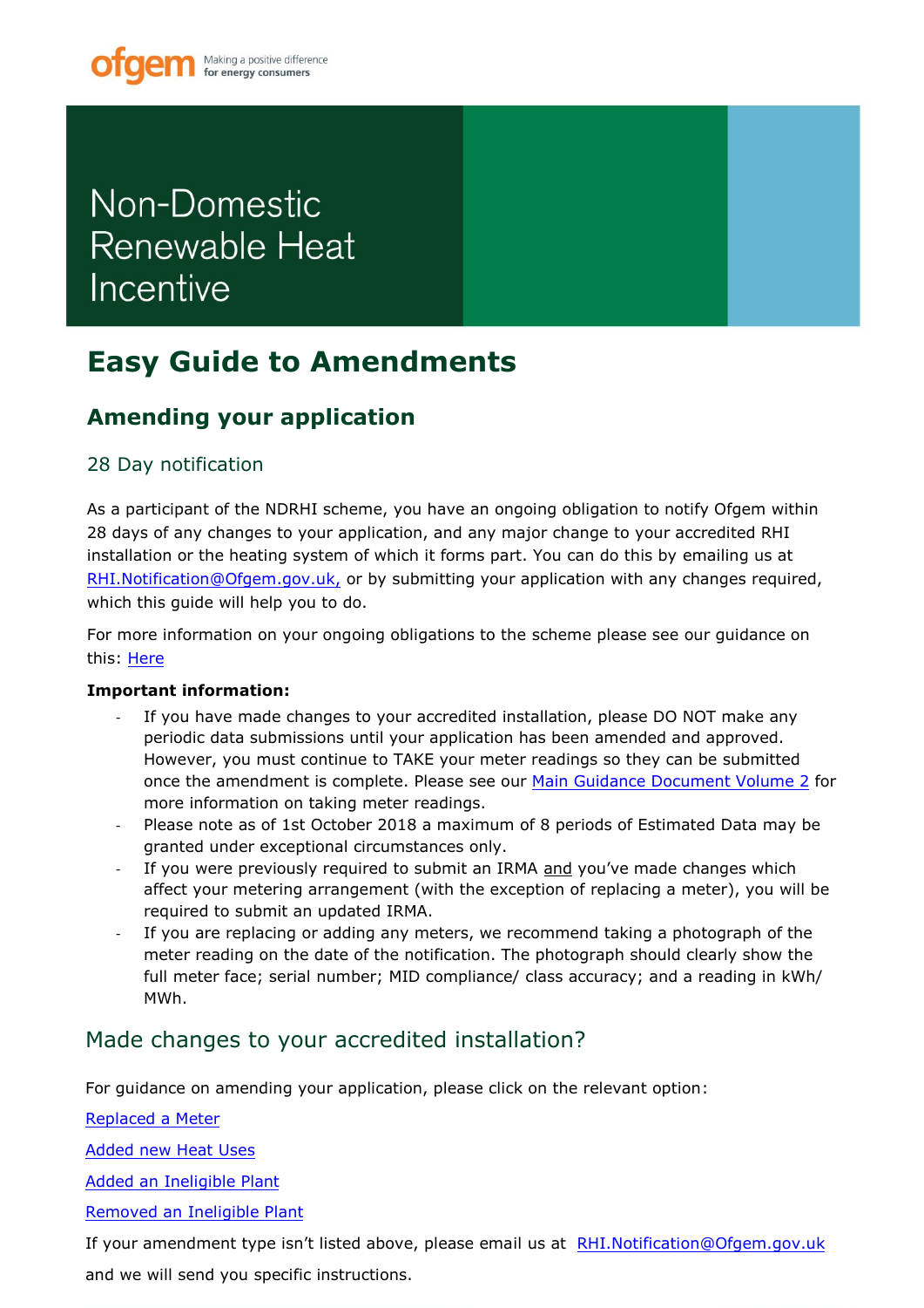ofgem Making a positive difference for energy consumers

# Non-Domestic Renewable Heat Incentive

# Easy Guide to Amendments

## Amending your application

### 28 Day notification

As a participant of the NDRHI scheme, you have an ongoing obligation to notify Ofgem within 28 days of any changes to your application, and any major change to your accredited RHI installation or the heating system of which it forms part. You can do this by emailing us at RHI.Notification@Ofgem.gov.uk, or by submitting your application with any changes required, which this guide will help you to do.

For more information on your ongoing obligations to the scheme please see our guidance on this: Here

**Important information:**

- If you have made changes to your accredited installation, please DO NOT make any periodic data submissions until your application has been amended and approved. However, you must continue to TAKE your meter readings so they can be submitted once the amendment is complete. Please see our Main Guidance Document Volume 2 for more information on taking meter readings.
- Please note as of 1st October 2018 a maximum of 8 periods of Estimated Data may be granted under exceptional circumstances only.
- If you were previously required to submit an IRMA and you've made changes which affect your metering arrangement (with the exception of replacing a meter), you will be required to submit an updated IRMA.
- If you are replacing or adding any meters, we recommend taking a photograph of the meter reading on the date of the notification. The photograph should clearly show the full meter face; serial number; MID compliance/ class accuracy; and a reading in kWh/ MWh.

## Made changes to your accredited installation?

For guidance on amending your application, please click on the relevant option:

Replaced a Meter

Added new Heat Uses

Added an Ineligible Plant

Removed an Ineligible Plant

If your amendment type isn't listed above, please email us at RHI.Notification@Ofgem.gov.uk and we will send you specific instructions.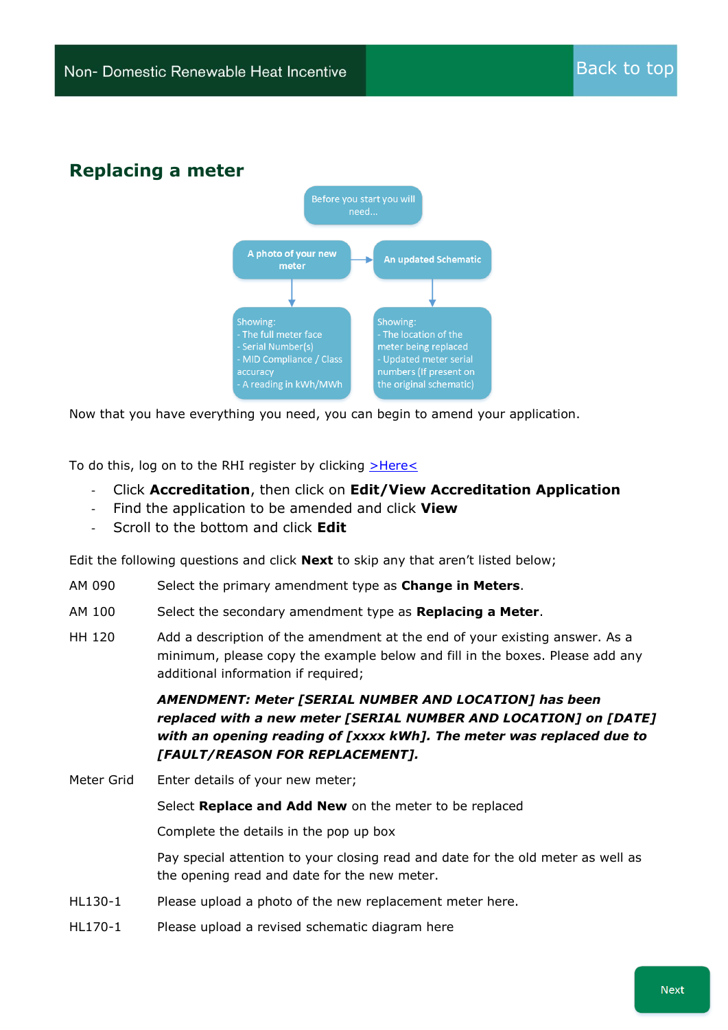## Replacing a meter

Before you start you will need...

**A photo of your new meter**

Showing:
- The full meter face
- Serial Number(s)
- MID Compliance / Class accuracy
- A reading in kWh/MWh

**An updated Schematic**

Showing:
- The location of the meter being replaced
- Updated meter serial numbers (If present on the original schematic)

Now that you have everything you need, you can begin to amend your application.

To do this, log on to the RHI register by clicking >Here<

- Click **Accreditation**, then click on **Edit/View Accreditation Application**
- Find the application to be amended and click **View**
- Scroll to the bottom and click **Edit**

Edit the following questions and click **Next** to skip any that aren't listed below;

AM 090 Select the primary amendment type as **Change in Meters**.

AM 100 Select the secondary amendment type as **Replacing a Meter**.

HH 120 Add a description of the amendment at the end of your existing answer. As a minimum, please copy the example below and fill in the boxes. Please add any additional information if required;

***AMENDMENT: Meter [SERIAL NUMBER AND LOCATION] has been replaced with a new meter [SERIAL NUMBER AND LOCATION] on [DATE] with an opening reading of [xxxx kWh]. The meter was replaced due to [FAULT/REASON FOR REPLACEMENT].***

Meter Grid Enter details of your new meter;

Select **Replace and Add New** on the meter to be replaced

Complete the details in the pop up box

Pay special attention to your closing read and date for the old meter as well as the opening read and date for the new meter.

HL130-1 Please upload a photo of the new replacement meter here.

HL170-1 Please upload a revised schematic diagram here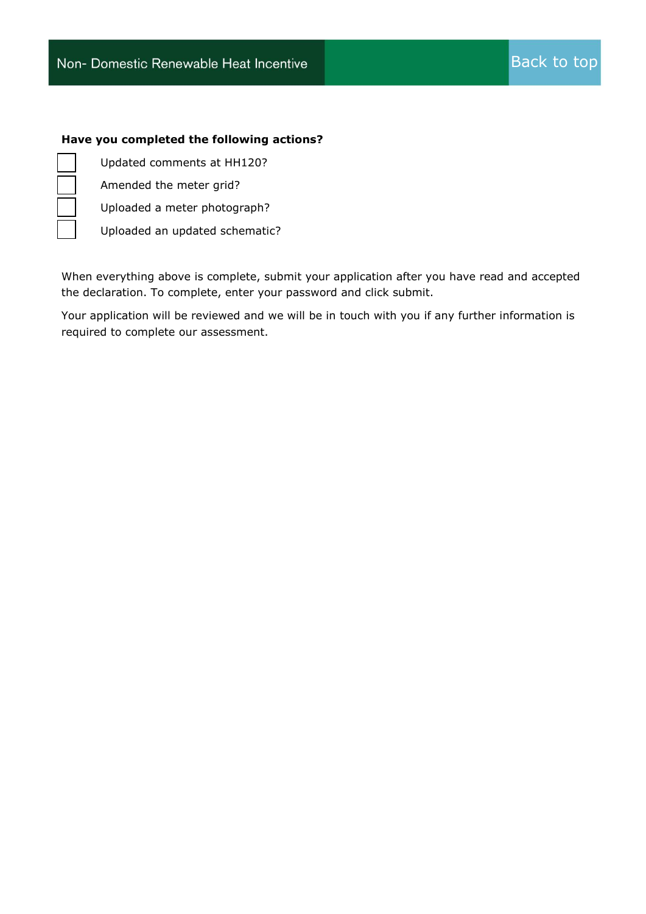**Have you completed the following actions?**

- [ ] Updated comments at HH120?
- [ ] Amended the meter grid?
- [ ] Uploaded a meter photograph?
- [ ] Uploaded an updated schematic?

When everything above is complete, submit your application after you have read and accepted the declaration. To complete, enter your password and click submit.

Your application will be reviewed and we will be in touch with you if any further information is required to complete our assessment.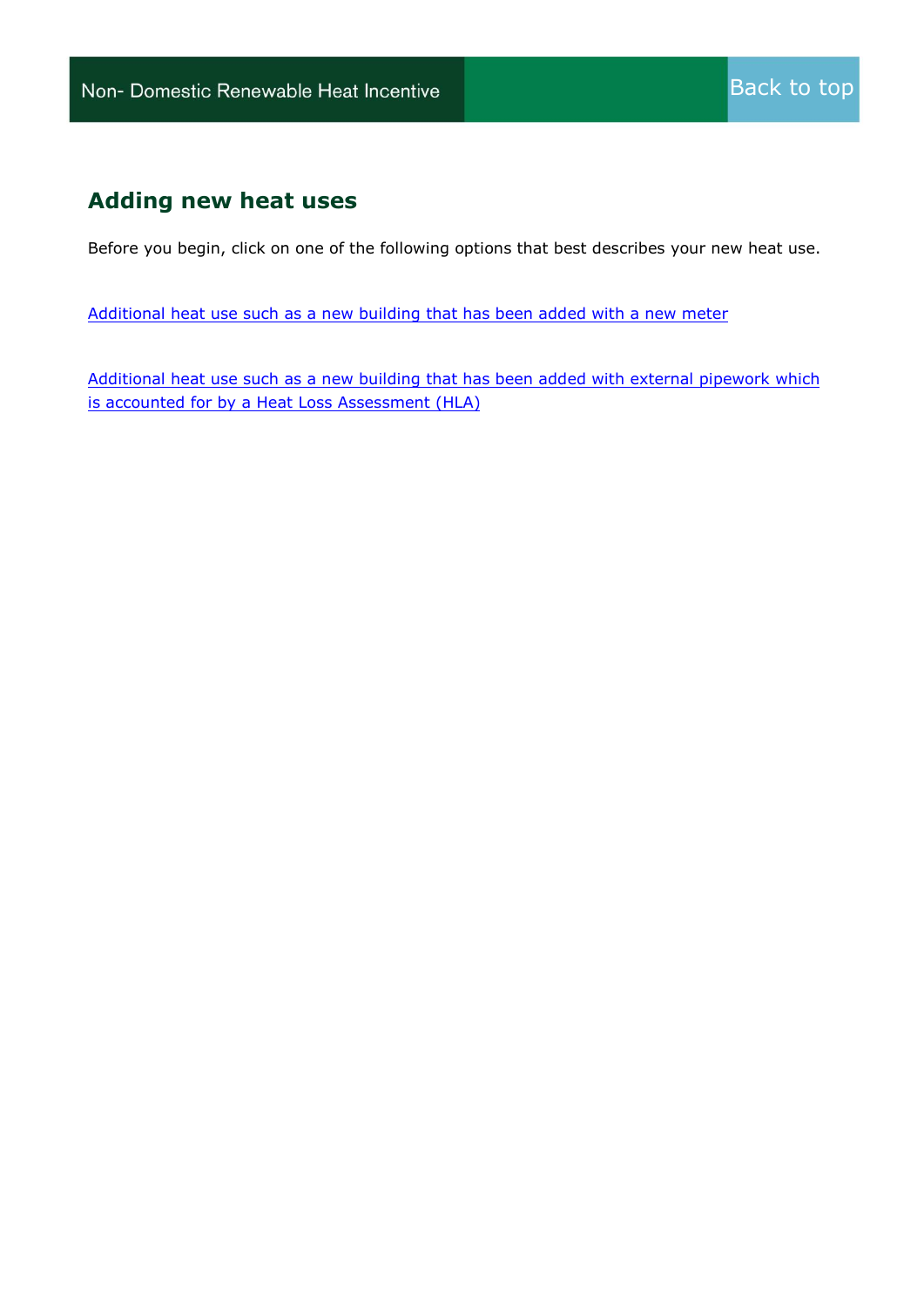## Adding new heat uses

Before you begin, click on one of the following options that best describes your new heat use.

Additional heat use such as a new building that has been added with a new meter

Additional heat use such as a new building that has been added with external pipework which is accounted for by a Heat Loss Assessment (HLA)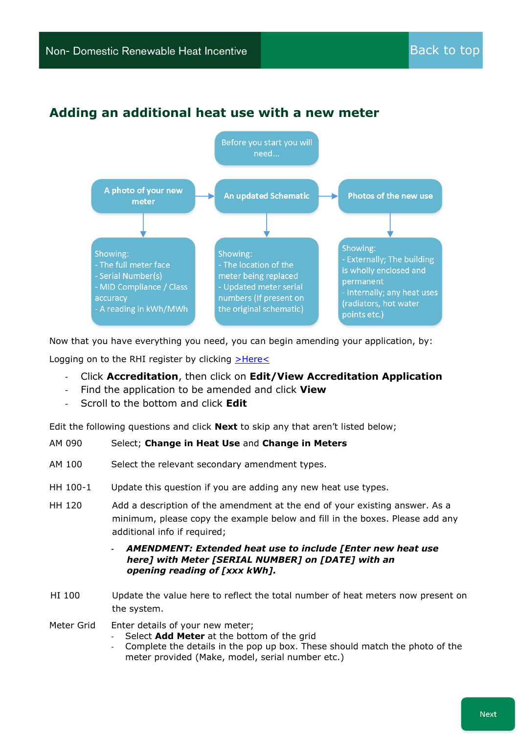## Adding an additional heat use with a new meter

Before you start you will need...

**A photo of your new meter**

Showing:
- The full meter face
- Serial Number(s)
- MID Compliance / Class accuracy
- A reading in kWh/MWh

**An updated Schematic**

Showing:
- The location of the meter being replaced
- Updated meter serial numbers (If present on the original schematic)

**Photos of the new use**

Showing:
- Externally; The building is wholly enclosed and permanent
- Internally; any heat uses (radiators, hot water points etc.)

Now that you have everything you need, you can begin amending your application, by:

Logging on to the RHI register by clicking >Here<

- Click **Accreditation**, then click on **Edit/View Accreditation Application**
- Find the application to be amended and click **View**
- Scroll to the bottom and click **Edit**

Edit the following questions and click **Next** to skip any that aren't listed below;

| | |
|---|---|
| AM 090 | Select; **Change in Heat Use** and **Change in Meters** |
| AM 100 | Select the relevant secondary amendment types. |
| HH 100-1 | Update this question if you are adding any new heat use types. |
| HH 120 | Add a description of the amendment at the end of your existing answer. As a minimum, please copy the example below and fill in the boxes. Please add any additional info if required;<br>- ***AMENDMENT: Extended heat use to include [Enter new heat use here] with Meter [SERIAL NUMBER] on [DATE] with an opening reading of [xxx kWh].*** |
| HI 100 | Update the value here to reflect the total number of heat meters now present on the system. |
| Meter Grid | Enter details of your new meter;<br>- Select **Add Meter** at the bottom of the grid<br>- Complete the details in the pop up box. These should match the photo of the meter provided (Make, model, serial number etc.) |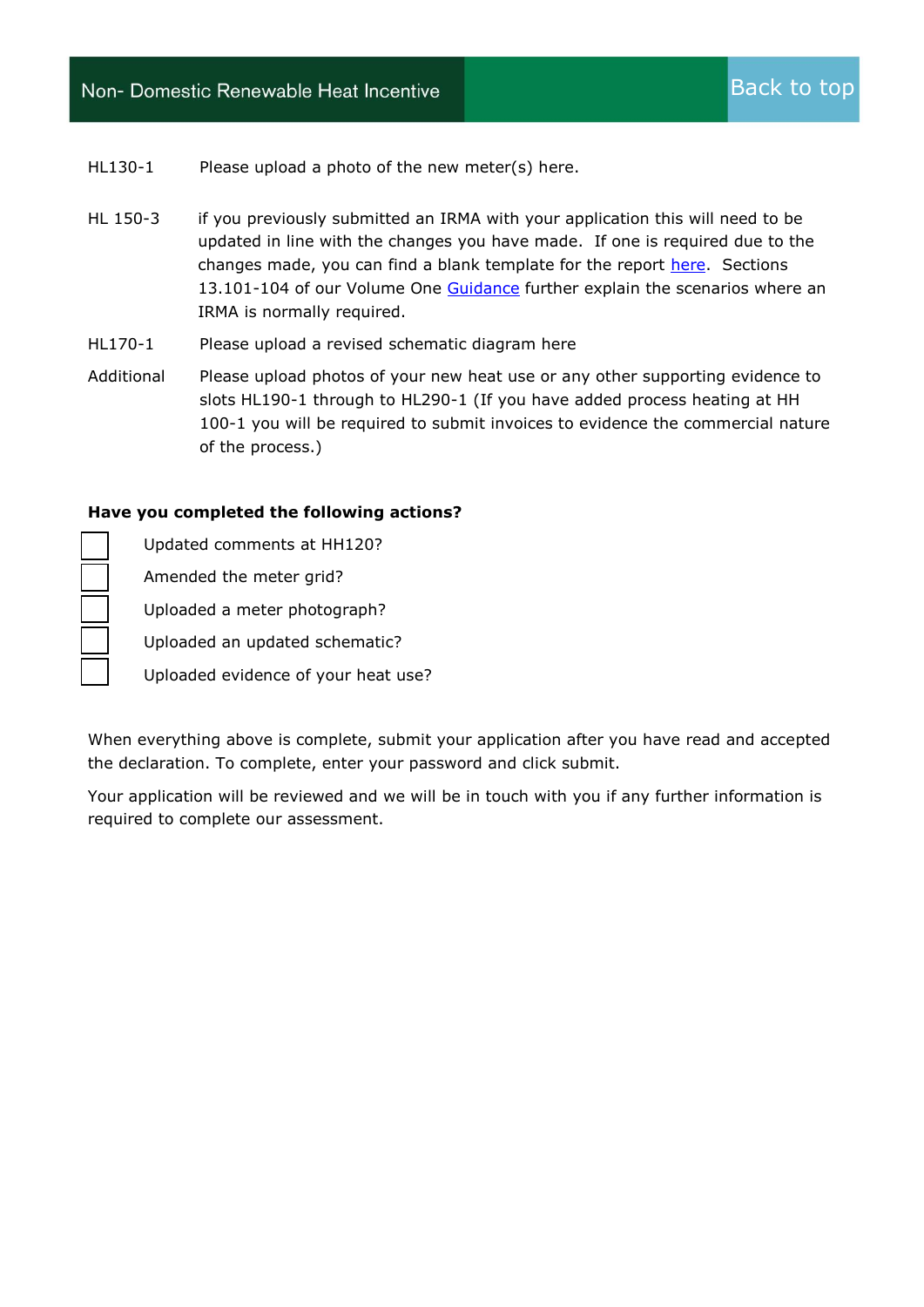| | |
|---|---|
| HL130-1 | Please upload a photo of the new meter(s) here. |
| HL 150-3 | if you previously submitted an IRMA with your application this will need to be updated in line with the changes you have made. If one is required due to the changes made, you can find a blank template for the report [here](). Sections 13.101-104 of our Volume One [Guidance]() further explain the scenarios where an IRMA is normally required. |
| HL170-1 | Please upload a revised schematic diagram here |
| Additional | Please upload photos of your new heat use or any other supporting evidence to slots HL190-1 through to HL290-1 (If you have added process heating at HH 100-1 you will be required to submit invoices to evidence the commercial nature of the process.) |

**Have you completed the following actions?**

- [ ] Updated comments at HH120?
- [ ] Amended the meter grid?
- [ ] Uploaded a meter photograph?
- [ ] Uploaded an updated schematic?
- [ ] Uploaded evidence of your heat use?

When everything above is complete, submit your application after you have read and accepted the declaration. To complete, enter your password and click submit.

Your application will be reviewed and we will be in touch with you if any further information is required to complete our assessment.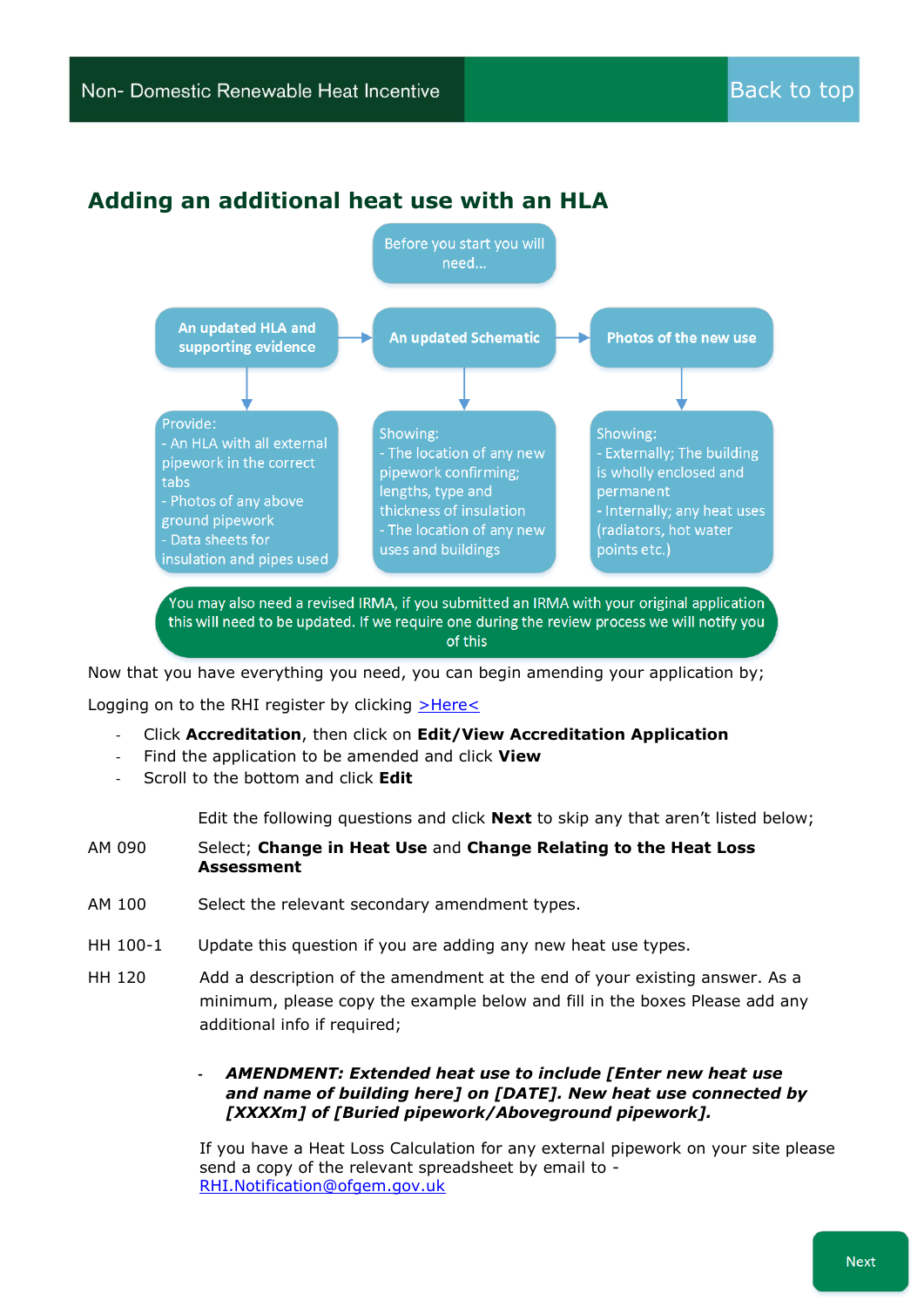## Adding an additional heat use with an HLA

Before you start you will need...

**An updated HLA and supporting evidence**

Provide:
- An HLA with all external pipework in the correct tabs
- Photos of any above ground pipework
- Data sheets for insulation and pipes used

**An updated Schematic**

Showing:
- The location of any new pipework confirming; lengths, type and thickness of insulation
- The location of any new uses and buildings

**Photos of the new use**

Showing:
- Externally; The building is wholly enclosed and permanent
- Internally; any heat uses (radiators, hot water points etc.)

You may also need a revised IRMA, if you submitted an IRMA with your original application this will need to be updated. If we require one during the review process we will notify you of this

Now that you have everything you need, you can begin amending your application by;

Logging on to the RHI register by clicking >Here<

- Click **Accreditation**, then click on **Edit/View Accreditation Application**
- Find the application to be amended and click **View**
- Scroll to the bottom and click **Edit**

Edit the following questions and click **Next** to skip any that aren't listed below;

AM 090 — Select; **Change in Heat Use** and **Change Relating to the Heat Loss Assessment**

AM 100 — Select the relevant secondary amendment types.

HH 100-1 — Update this question if you are adding any new heat use types.

HH 120 — Add a description of the amendment at the end of your existing answer. As a minimum, please copy the example below and fill in the boxes Please add any additional info if required;

- ***AMENDMENT: Extended heat use to include [Enter new heat use and name of building here] on [DATE]. New heat use connected by [XXXXm] of [Buried pipework/Aboveground pipework].***

If you have a Heat Loss Calculation for any external pipework on your site please send a copy of the relevant spreadsheet by email to - RHI.Notification@ofgem.gov.uk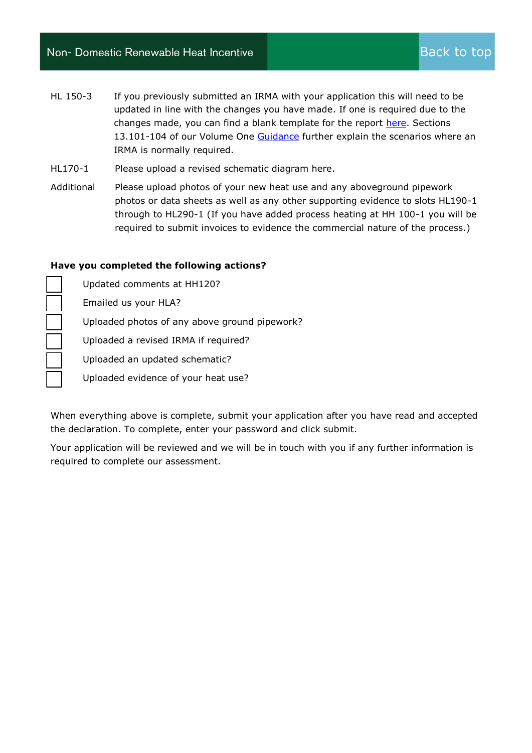| | |
|---|---|
| HL 150-3 | If you previously submitted an IRMA with your application this will need to be updated in line with the changes you have made. If one is required due to the changes made, you can find a blank template for the report here. Sections 13.101-104 of our Volume One Guidance further explain the scenarios where an IRMA is normally required. |
| HL170-1 | Please upload a revised schematic diagram here. |
| Additional | Please upload photos of your new heat use and any aboveground pipework photos or data sheets as well as any other supporting evidence to slots HL190-1 through to HL290-1 (If you have added process heating at HH 100-1 you will be required to submit invoices to evidence the commercial nature of the process.) |

**Have you completed the following actions?**

- ☐ Updated comments at HH120?
- ☐ Emailed us your HLA?
- ☐ Uploaded photos of any above ground pipework?
- ☐ Uploaded a revised IRMA if required?
- ☐ Uploaded an updated schematic?
- ☐ Uploaded evidence of your heat use?

When everything above is complete, submit your application after you have read and accepted the declaration. To complete, enter your password and click submit.

Your application will be reviewed and we will be in touch with you if any further information is required to complete our assessment.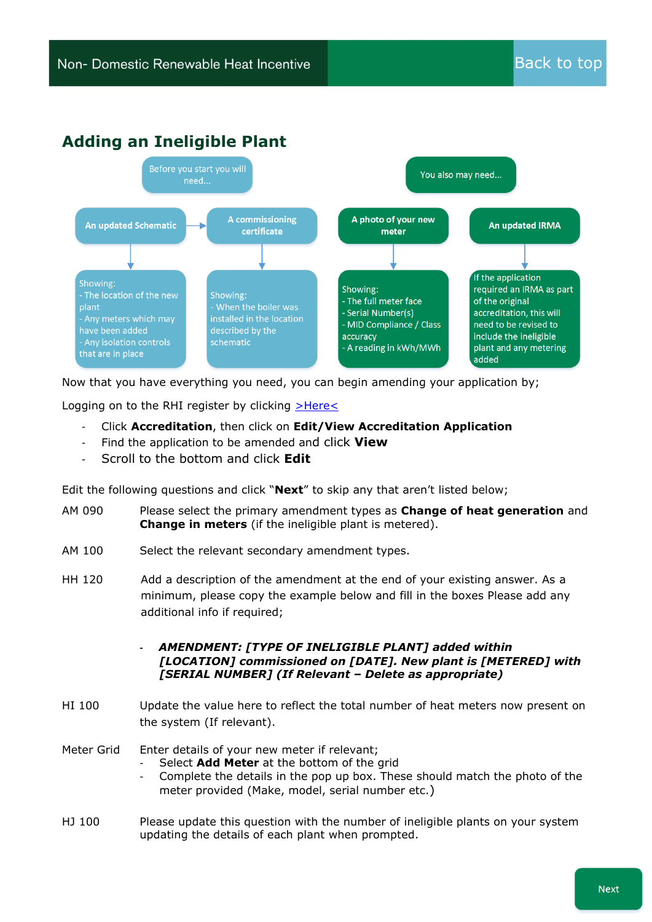## Adding an Ineligible Plant

**Before you start you will need...**

- **An updated Schematic**
  Showing:
  - The location of the new plant
  - Any meters which may have been added
  - Any isolation controls that are in place
- **A commissioning certificate**
  Showing:
  - When the boiler was installed in the location described by the schematic

**You also may need...**

- **A photo of your new meter**
  Showing:
  - The full meter face
  - Serial Number(s)
  - MID Compliance / Class accuracy
  - A reading in kWh/MWh
- **An updated IRMA**
  If the application required an IRMA as part of the original accreditation, this will need to be revised to include the ineligible plant and any metering added

Now that you have everything you need, you can begin amending your application by;

Logging on to the RHI register by clicking >Here<

- Click **Accreditation**, then click on **Edit/View Accreditation Application**
- Find the application to be amended and click **View**
- Scroll to the bottom and click **Edit**

Edit the following questions and click "**Next**" to skip any that aren't listed below;

AM 090 Please select the primary amendment types as **Change of heat generation** and **Change in meters** (if the ineligible plant is metered).

AM 100 Select the relevant secondary amendment types.

HH 120 Add a description of the amendment at the end of your existing answer. As a minimum, please copy the example below and fill in the boxes Please add any additional info if required;

- ***AMENDMENT: [TYPE OF INELIGIBLE PLANT] added within [LOCATION] commissioned on [DATE]. New plant is [METERED] with [SERIAL NUMBER] (If Relevant – Delete as appropriate)***

HI 100 Update the value here to reflect the total number of heat meters now present on the system (If relevant).

Meter Grid Enter details of your new meter if relevant;
- Select **Add Meter** at the bottom of the grid
- Complete the details in the pop up box. These should match the photo of the meter provided (Make, model, serial number etc.)

HJ 100 Please update this question with the number of ineligible plants on your system updating the details of each plant when prompted.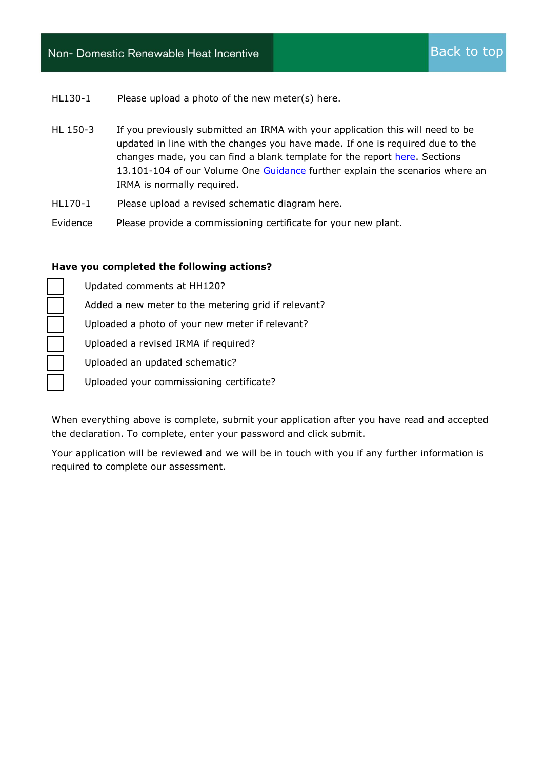| | |
|---|---|
| HL130-1 | Please upload a photo of the new meter(s) here. |
| HL 150-3 | If you previously submitted an IRMA with your application this will need to be updated in line with the changes you have made. If one is required due to the changes made, you can find a blank template for the report here. Sections 13.101-104 of our Volume One Guidance further explain the scenarios where an IRMA is normally required. |
| HL170-1 | Please upload a revised schematic diagram here. |
| Evidence | Please provide a commissioning certificate for your new plant. |

**Have you completed the following actions?**

- [ ] Updated comments at HH120?
- [ ] Added a new meter to the metering grid if relevant?
- [ ] Uploaded a photo of your new meter if relevant?
- [ ] Uploaded a revised IRMA if required?
- [ ] Uploaded an updated schematic?
- [ ] Uploaded your commissioning certificate?

When everything above is complete, submit your application after you have read and accepted the declaration. To complete, enter your password and click submit.

Your application will be reviewed and we will be in touch with you if any further information is required to complete our assessment.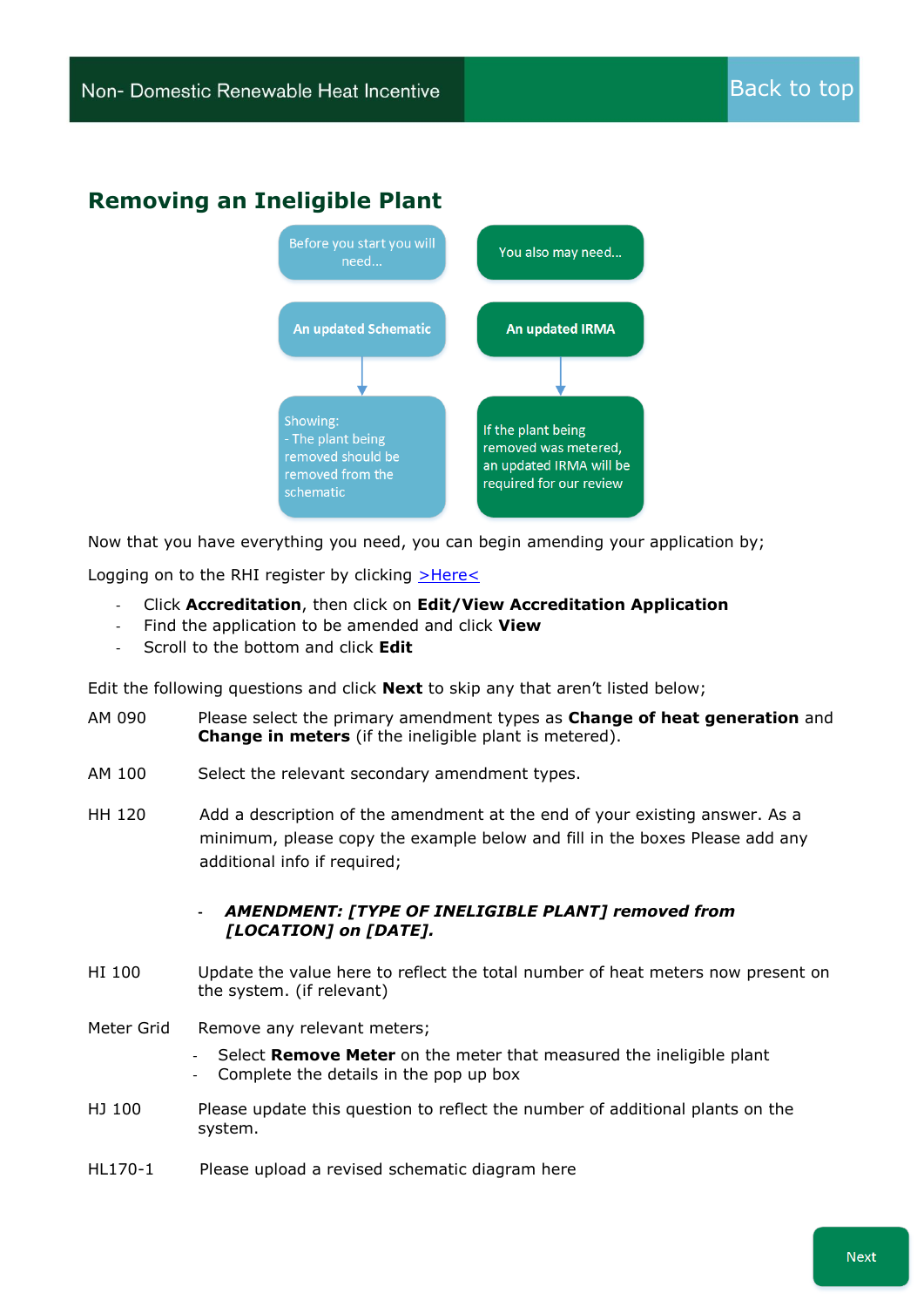## Removing an Ineligible Plant

Before you start you will need...

**An updated Schematic**

Showing:
- The plant being removed should be removed from the schematic

You also may need...

**An updated IRMA**

If the plant being removed was metered, an updated IRMA will be required for our review

Now that you have everything you need, you can begin amending your application by;

Logging on to the RHI register by clicking >Here<

- Click **Accreditation**, then click on **Edit/View Accreditation Application**
- Find the application to be amended and click **View**
- Scroll to the bottom and click **Edit**

Edit the following questions and click **Next** to skip any that aren't listed below;

AM 090 — Please select the primary amendment types as **Change of heat generation** and **Change in meters** (if the ineligible plant is metered).

AM 100 — Select the relevant secondary amendment types.

HH 120 — Add a description of the amendment at the end of your existing answer. As a minimum, please copy the example below and fill in the boxes Please add any additional info if required;

- ***AMENDMENT: [TYPE OF INELIGIBLE PLANT] removed from [LOCATION] on [DATE].***

HI 100 — Update the value here to reflect the total number of heat meters now present on the system. (if relevant)

Meter Grid — Remove any relevant meters;

- Select **Remove Meter** on the meter that measured the ineligible plant
- Complete the details in the pop up box

HJ 100 — Please update this question to reflect the number of additional plants on the system.

HL170-1 — Please upload a revised schematic diagram here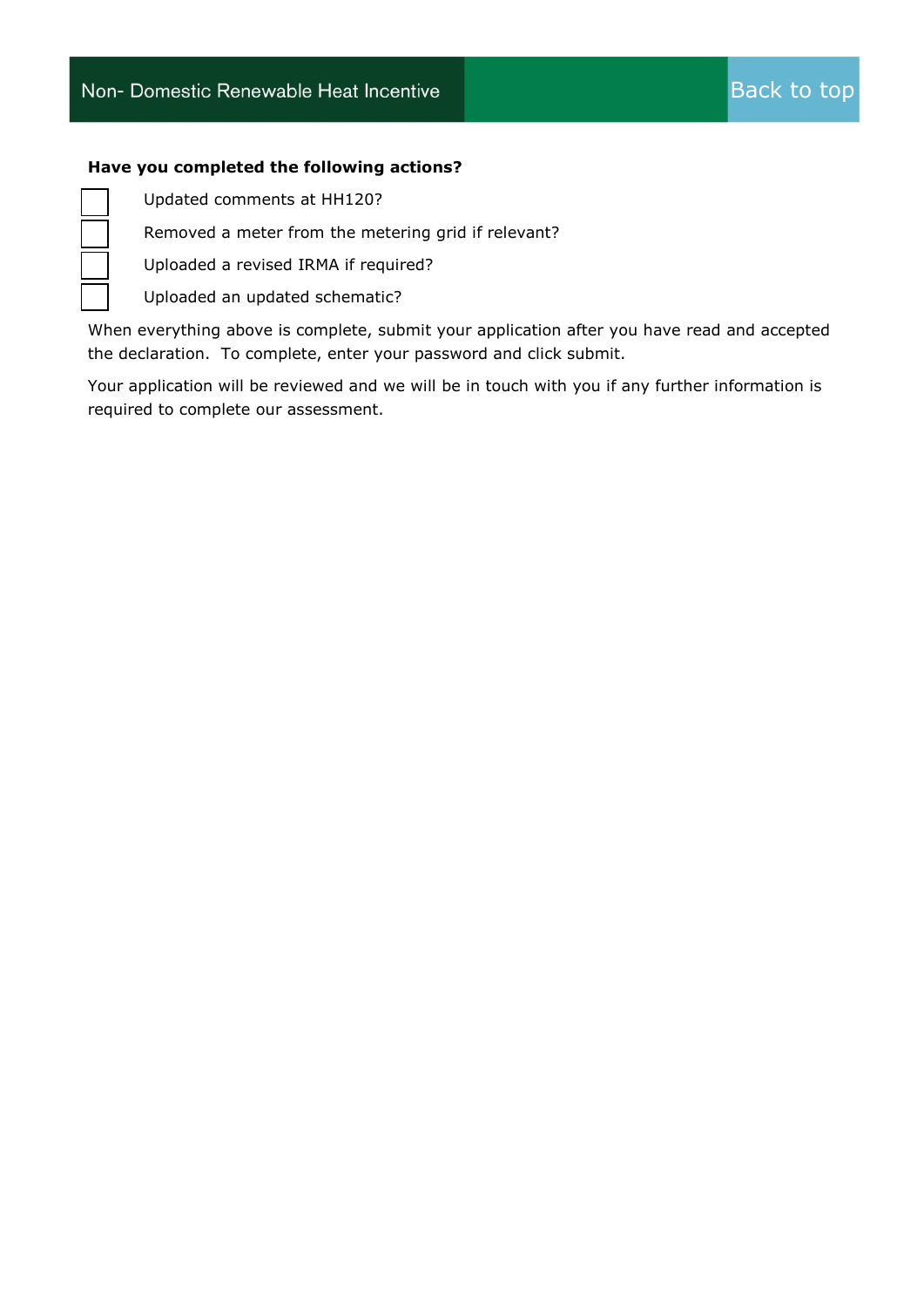**Have you completed the following actions?**

- [ ] Updated comments at HH120?
- [ ] Removed a meter from the metering grid if relevant?
- [ ] Uploaded a revised IRMA if required?
- [ ] Uploaded an updated schematic?

When everything above is complete, submit your application after you have read and accepted the declaration. To complete, enter your password and click submit.

Your application will be reviewed and we will be in touch with you if any further information is required to complete our assessment.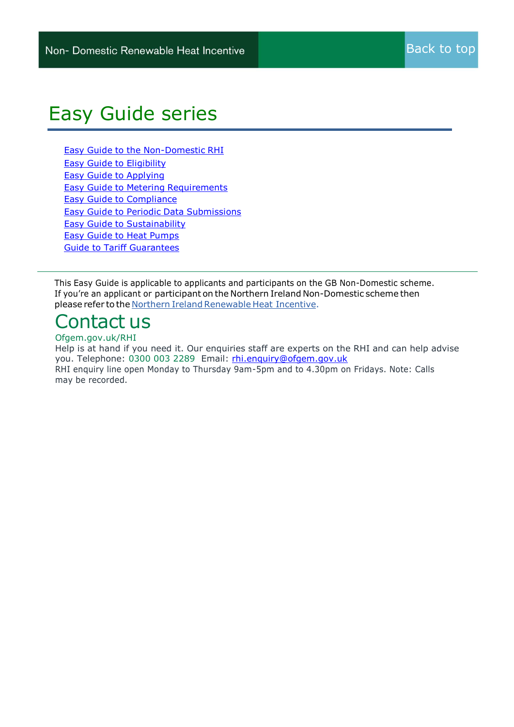# Easy Guide series

- Easy Guide to the Non-Domestic RHI
- Easy Guide to Eligibility
- Easy Guide to Applying
- Easy Guide to Metering Requirements
- Easy Guide to Compliance
- Easy Guide to Periodic Data Submissions
- Easy Guide to Sustainability
- Easy Guide to Heat Pumps
- Guide to Tariff Guarantees

---

This Easy Guide is applicable to applicants and participants on the GB Non-Domestic scheme. If you're an applicant or participant on the Northern Ireland Non-Domestic scheme then please refer to the Northern Ireland Renewable Heat Incentive.

# Contact us

Ofgem.gov.uk/RHI

Help is at hand if you need it. Our enquiries staff are experts on the RHI and can help advise you. Telephone: 0300 003 2289 Email: rhi.enquiry@ofgem.gov.uk

RHI enquiry line open Monday to Thursday 9am-5pm and to 4.30pm on Fridays. Note: Calls may be recorded.